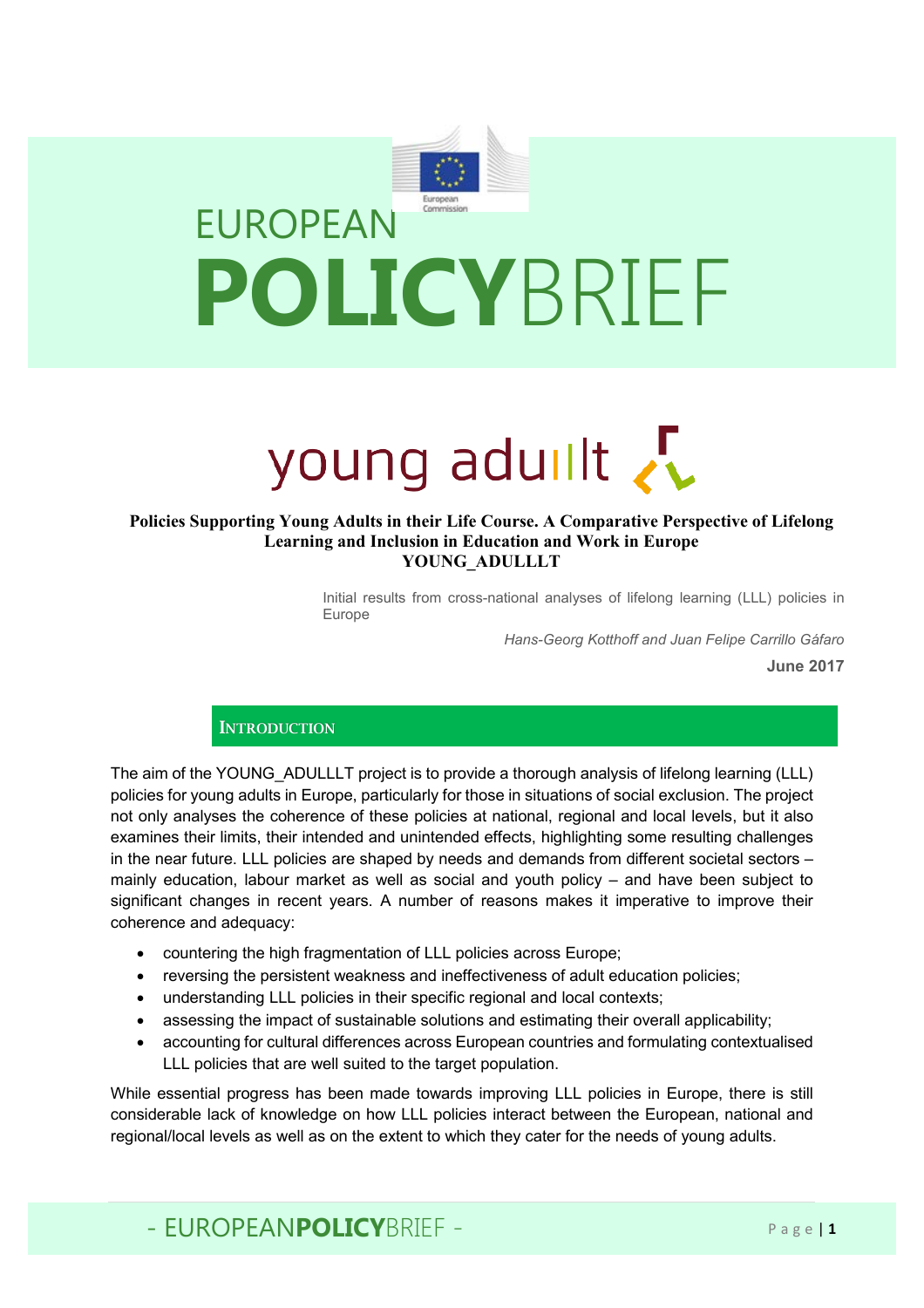# EUROPEAN POLICYBRIEF

young adullt

**Policies Supporting Young Adults in their Life Course. A Comparative Perspective of Lifelong Learning and Inclusion in Education and Work in Europe**
**YOUNG_ADULLLT**

Initial results from cross-national analyses of lifelong learning (LLL) policies in Europe

*Hans-Georg Kotthoff and Juan Felipe Carrillo Gáfaro*

**June 2017**

## INTRODUCTION

The aim of the YOUNG_ADULLLT project is to provide a thorough analysis of lifelong learning (LLL) policies for young adults in Europe, particularly for those in situations of social exclusion. The project not only analyses the coherence of these policies at national, regional and local levels, but it also examines their limits, their intended and unintended effects, highlighting some resulting challenges in the near future. LLL policies are shaped by needs and demands from different societal sectors – mainly education, labour market as well as social and youth policy – and have been subject to significant changes in recent years. A number of reasons makes it imperative to improve their coherence and adequacy:

- countering the high fragmentation of LLL policies across Europe;
- reversing the persistent weakness and ineffectiveness of adult education policies;
- understanding LLL policies in their specific regional and local contexts;
- assessing the impact of sustainable solutions and estimating their overall applicability;
- accounting for cultural differences across European countries and formulating contextualised LLL policies that are well suited to the target population.

While essential progress has been made towards improving LLL policies in Europe, there is still considerable lack of knowledge on how LLL policies interact between the European, national and regional/local levels as well as on the extent to which they cater for the needs of young adults.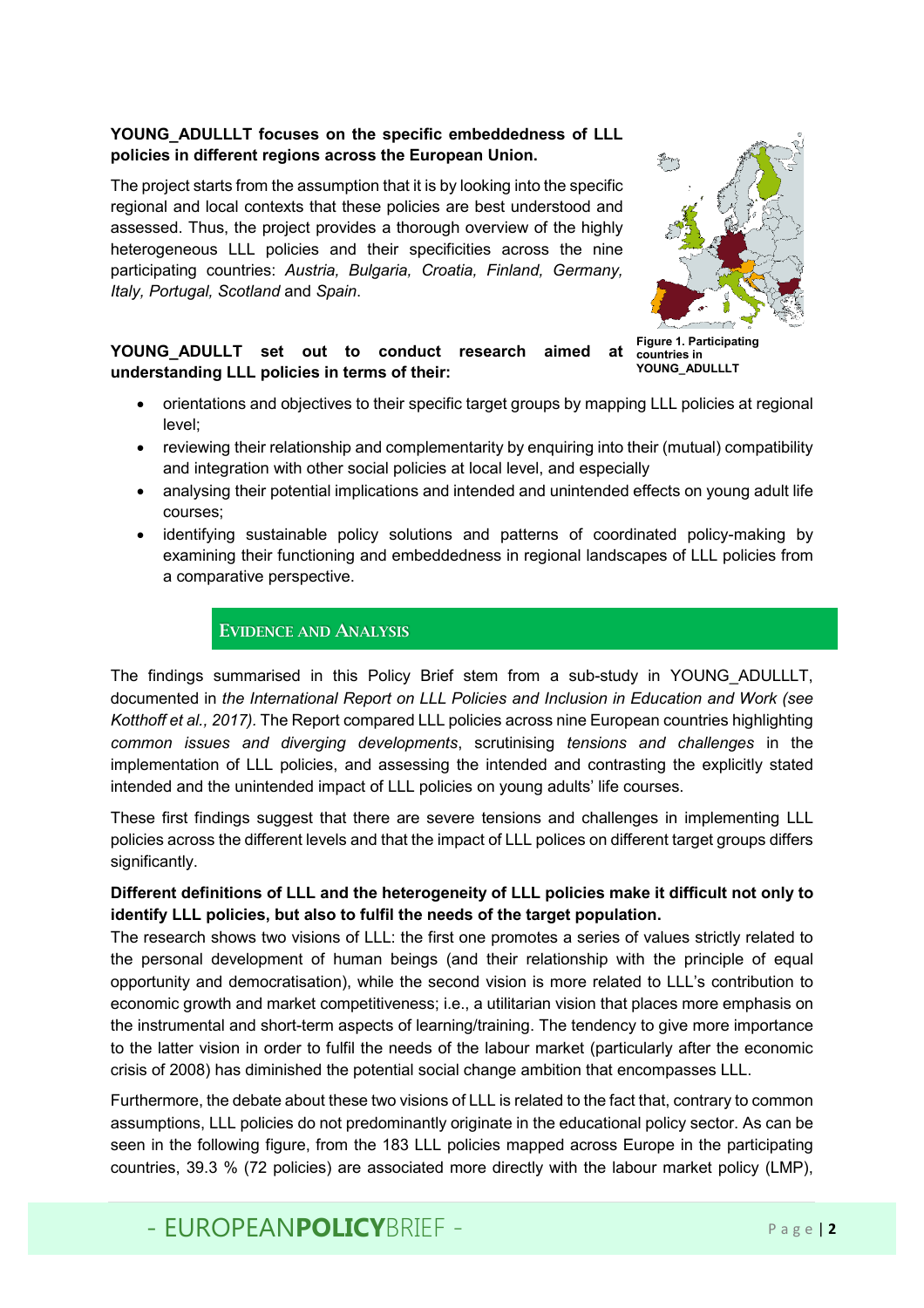**YOUNG_ADULLLT focuses on the specific embeddedness of LLL policies in different regions across the European Union.**

The project starts from the assumption that it is by looking into the specific regional and local contexts that these policies are best understood and assessed. Thus, the project provides a thorough overview of the highly heterogeneous LLL policies and their specificities across the nine participating countries: *Austria, Bulgaria, Croatia, Finland, Germany, Italy, Portugal, Scotland* and *Spain*.

**Figure 1. Participating countries in YOUNG_ADULLLT**

**YOUNG_ADULLT set out to conduct research aimed at understanding LLL policies in terms of their:**

- orientations and objectives to their specific target groups by mapping LLL policies at regional level;
- reviewing their relationship and complementarity by enquiring into their (mutual) compatibility and integration with other social policies at local level, and especially
- analysing their potential implications and intended and unintended effects on young adult life courses;
- identifying sustainable policy solutions and patterns of coordinated policy-making by examining their functioning and embeddedness in regional landscapes of LLL policies from a comparative perspective.

## EVIDENCE AND ANALYSIS

The findings summarised in this Policy Brief stem from a sub-study in YOUNG_ADULLLT, documented in *the International Report on LLL Policies and Inclusion in Education and Work (see Kotthoff et al., 2017).* The Report compared LLL policies across nine European countries highlighting *common issues and diverging developments*, scrutinising *tensions and challenges* in the implementation of LLL policies, and assessing the intended and contrasting the explicitly stated intended and the unintended impact of LLL policies on young adults' life courses.

These first findings suggest that there are severe tensions and challenges in implementing LLL policies across the different levels and that the impact of LLL polices on different target groups differs significantly.

**Different definitions of LLL and the heterogeneity of LLL policies make it difficult not only to identify LLL policies, but also to fulfil the needs of the target population.**
The research shows two visions of LLL: the first one promotes a series of values strictly related to the personal development of human beings (and their relationship with the principle of equal opportunity and democratisation), while the second vision is more related to LLL's contribution to economic growth and market competitiveness; i.e., a utilitarian vision that places more emphasis on the instrumental and short-term aspects of learning/training. The tendency to give more importance to the latter vision in order to fulfil the needs of the labour market (particularly after the economic crisis of 2008) has diminished the potential social change ambition that encompasses LLL.

Furthermore, the debate about these two visions of LLL is related to the fact that, contrary to common assumptions, LLL policies do not predominantly originate in the educational policy sector. As can be seen in the following figure, from the 183 LLL policies mapped across Europe in the participating countries, 39.3 % (72 policies) are associated more directly with the labour market policy (LMP),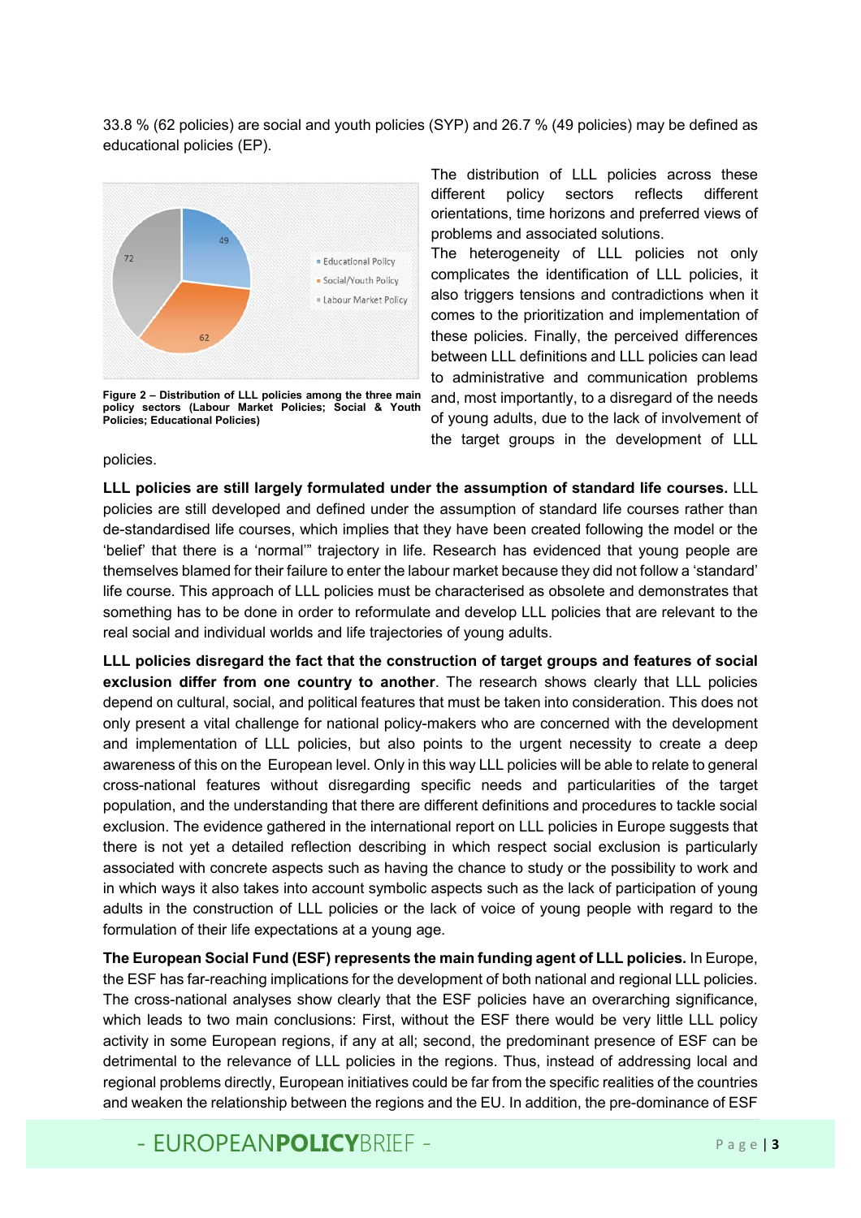33.8 % (62 policies) are social and youth policies (SYP) and 26.7 % (49 policies) may be defined as educational policies (EP).

**Figure 2 – Distribution of LLL policies among the three main policy sectors (Labour Market Policies; Social & Youth Policies; Educational Policies)**

The distribution of LLL policies across these different policy sectors reflects different orientations, time horizons and preferred views of problems and associated solutions.

The heterogeneity of LLL policies not only complicates the identification of LLL policies, it also triggers tensions and contradictions when it comes to the prioritization and implementation of these policies. Finally, the perceived differences between LLL definitions and LLL policies can lead to administrative and communication problems and, most importantly, to a disregard of the needs of young adults, due to the lack of involvement of the target groups in the development of LLL policies.

**LLL policies are still largely formulated under the assumption of standard life courses.** LLL policies are still developed and defined under the assumption of standard life courses rather than de-standardised life courses, which implies that they have been created following the model or the 'belief' that there is a 'normal'" trajectory in life. Research has evidenced that young people are themselves blamed for their failure to enter the labour market because they did not follow a 'standard' life course. This approach of LLL policies must be characterised as obsolete and demonstrates that something has to be done in order to reformulate and develop LLL policies that are relevant to the real social and individual worlds and life trajectories of young adults.

**LLL policies disregard the fact that the construction of target groups and features of social exclusion differ from one country to another**. The research shows clearly that LLL policies depend on cultural, social, and political features that must be taken into consideration. This does not only present a vital challenge for national policy-makers who are concerned with the development and implementation of LLL policies, but also points to the urgent necessity to create a deep awareness of this on the European level. Only in this way LLL policies will be able to relate to general cross-national features without disregarding specific needs and particularities of the target population, and the understanding that there are different definitions and procedures to tackle social exclusion. The evidence gathered in the international report on LLL policies in Europe suggests that there is not yet a detailed reflection describing in which respect social exclusion is particularly associated with concrete aspects such as having the chance to study or the possibility to work and in which ways it also takes into account symbolic aspects such as the lack of participation of young adults in the construction of LLL policies or the lack of voice of young people with regard to the formulation of their life expectations at a young age.

**The European Social Fund (ESF) represents the main funding agent of LLL policies.** In Europe, the ESF has far-reaching implications for the development of both national and regional LLL policies. The cross-national analyses show clearly that the ESF policies have an overarching significance, which leads to two main conclusions: First, without the ESF there would be very little LLL policy activity in some European regions, if any at all; second, the predominant presence of ESF can be detrimental to the relevance of LLL policies in the regions. Thus, instead of addressing local and regional problems directly, European initiatives could be far from the specific realities of the countries and weaken the relationship between the regions and the EU. In addition, the pre-dominance of ESF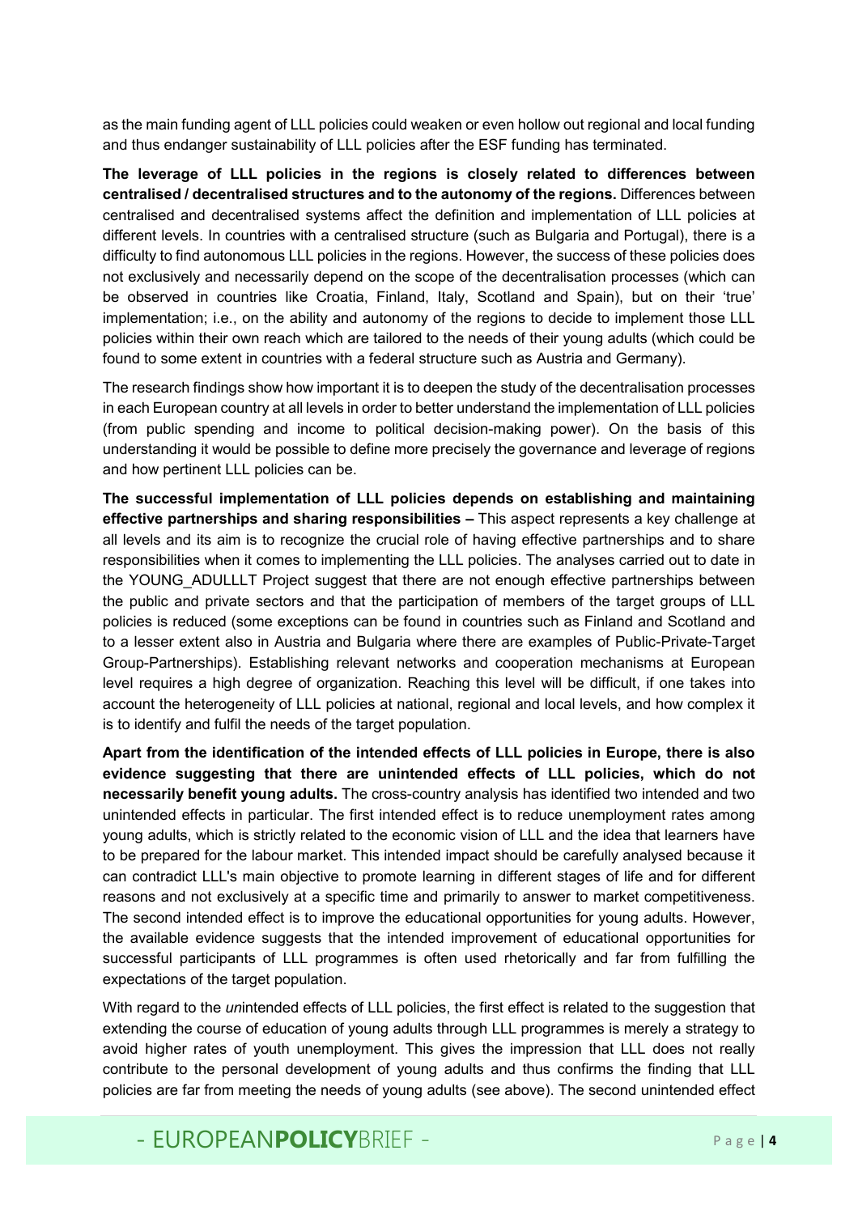as the main funding agent of LLL policies could weaken or even hollow out regional and local funding and thus endanger sustainability of LLL policies after the ESF funding has terminated.

**The leverage of LLL policies in the regions is closely related to differences between centralised / decentralised structures and to the autonomy of the regions.** Differences between centralised and decentralised systems affect the definition and implementation of LLL policies at different levels. In countries with a centralised structure (such as Bulgaria and Portugal), there is a difficulty to find autonomous LLL policies in the regions. However, the success of these policies does not exclusively and necessarily depend on the scope of the decentralisation processes (which can be observed in countries like Croatia, Finland, Italy, Scotland and Spain), but on their 'true' implementation; i.e., on the ability and autonomy of the regions to decide to implement those LLL policies within their own reach which are tailored to the needs of their young adults (which could be found to some extent in countries with a federal structure such as Austria and Germany).

The research findings show how important it is to deepen the study of the decentralisation processes in each European country at all levels in order to better understand the implementation of LLL policies (from public spending and income to political decision-making power). On the basis of this understanding it would be possible to define more precisely the governance and leverage of regions and how pertinent LLL policies can be.

**The successful implementation of LLL policies depends on establishing and maintaining effective partnerships and sharing responsibilities –** This aspect represents a key challenge at all levels and its aim is to recognize the crucial role of having effective partnerships and to share responsibilities when it comes to implementing the LLL policies. The analyses carried out to date in the YOUNG_ADULLLT Project suggest that there are not enough effective partnerships between the public and private sectors and that the participation of members of the target groups of LLL policies is reduced (some exceptions can be found in countries such as Finland and Scotland and to a lesser extent also in Austria and Bulgaria where there are examples of Public-Private-Target Group-Partnerships). Establishing relevant networks and cooperation mechanisms at European level requires a high degree of organization. Reaching this level will be difficult, if one takes into account the heterogeneity of LLL policies at national, regional and local levels, and how complex it is to identify and fulfil the needs of the target population.

**Apart from the identification of the intended effects of LLL policies in Europe, there is also evidence suggesting that there are unintended effects of LLL policies, which do not necessarily benefit young adults.** The cross-country analysis has identified two intended and two unintended effects in particular. The first intended effect is to reduce unemployment rates among young adults, which is strictly related to the economic vision of LLL and the idea that learners have to be prepared for the labour market. This intended impact should be carefully analysed because it can contradict LLL's main objective to promote learning in different stages of life and for different reasons and not exclusively at a specific time and primarily to answer to market competitiveness. The second intended effect is to improve the educational opportunities for young adults. However, the available evidence suggests that the intended improvement of educational opportunities for successful participants of LLL programmes is often used rhetorically and far from fulfilling the expectations of the target population.

With regard to the *un*intended effects of LLL policies, the first effect is related to the suggestion that extending the course of education of young adults through LLL programmes is merely a strategy to avoid higher rates of youth unemployment. This gives the impression that LLL does not really contribute to the personal development of young adults and thus confirms the finding that LLL policies are far from meeting the needs of young adults (see above). The second unintended effect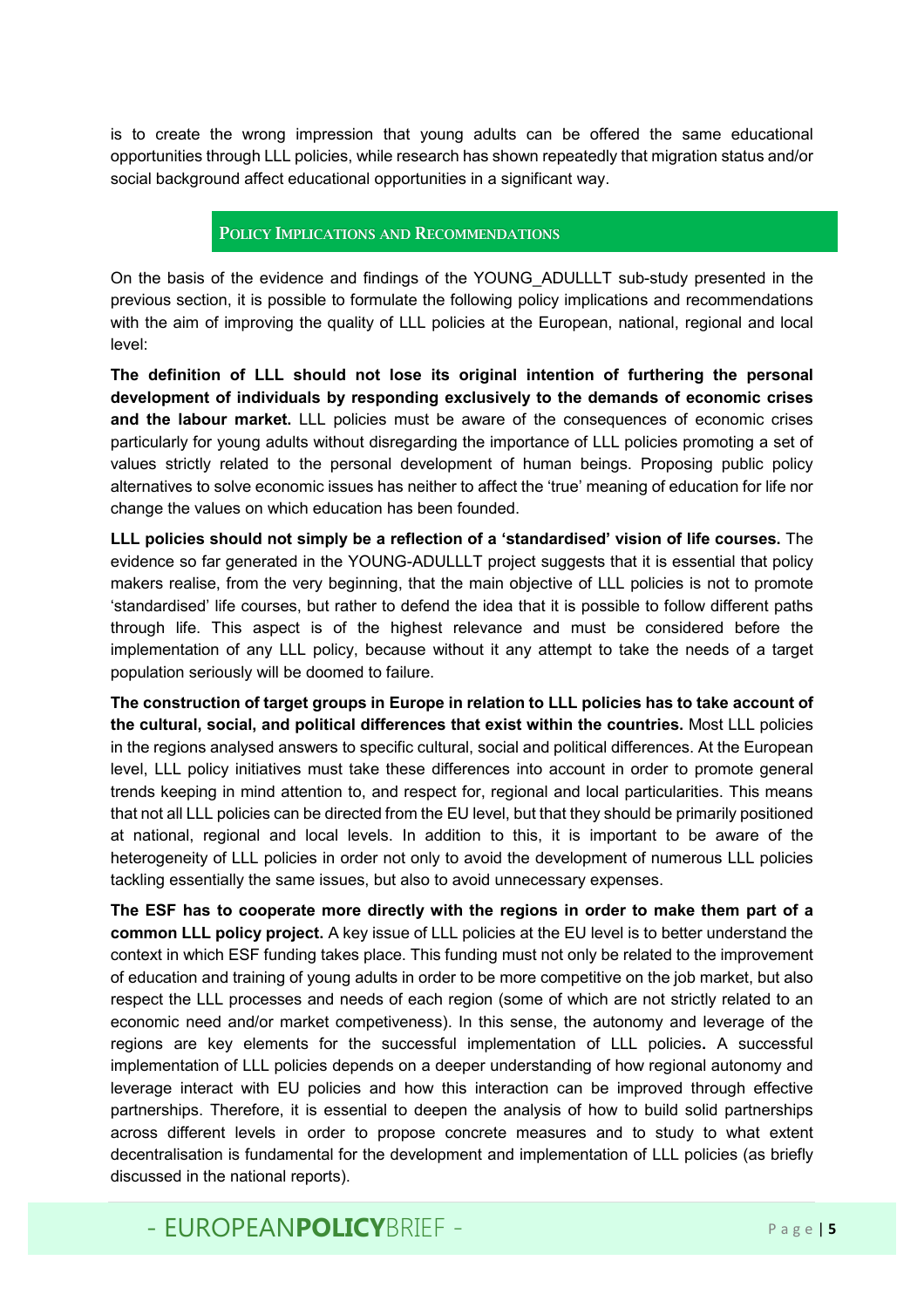is to create the wrong impression that young adults can be offered the same educational opportunities through LLL policies, while research has shown repeatedly that migration status and/or social background affect educational opportunities in a significant way.

## POLICY IMPLICATIONS AND RECOMMENDATIONS

On the basis of the evidence and findings of the YOUNG_ADULLLT sub-study presented in the previous section, it is possible to formulate the following policy implications and recommendations with the aim of improving the quality of LLL policies at the European, national, regional and local level:

**The definition of LLL should not lose its original intention of furthering the personal development of individuals by responding exclusively to the demands of economic crises and the labour market.** LLL policies must be aware of the consequences of economic crises particularly for young adults without disregarding the importance of LLL policies promoting a set of values strictly related to the personal development of human beings. Proposing public policy alternatives to solve economic issues has neither to affect the 'true' meaning of education for life nor change the values on which education has been founded.

**LLL policies should not simply be a reflection of a 'standardised' vision of life courses.** The evidence so far generated in the YOUNG-ADULLLT project suggests that it is essential that policy makers realise, from the very beginning, that the main objective of LLL policies is not to promote 'standardised' life courses, but rather to defend the idea that it is possible to follow different paths through life. This aspect is of the highest relevance and must be considered before the implementation of any LLL policy, because without it any attempt to take the needs of a target population seriously will be doomed to failure.

**The construction of target groups in Europe in relation to LLL policies has to take account of the cultural, social, and political differences that exist within the countries.** Most LLL policies in the regions analysed answers to specific cultural, social and political differences. At the European level, LLL policy initiatives must take these differences into account in order to promote general trends keeping in mind attention to, and respect for, regional and local particularities. This means that not all LLL policies can be directed from the EU level, but that they should be primarily positioned at national, regional and local levels. In addition to this, it is important to be aware of the heterogeneity of LLL policies in order not only to avoid the development of numerous LLL policies tackling essentially the same issues, but also to avoid unnecessary expenses.

**The ESF has to cooperate more directly with the regions in order to make them part of a common LLL policy project.** A key issue of LLL policies at the EU level is to better understand the context in which ESF funding takes place. This funding must not only be related to the improvement of education and training of young adults in order to be more competitive on the job market, but also respect the LLL processes and needs of each region (some of which are not strictly related to an economic need and/or market competiveness). In this sense, the autonomy and leverage of the regions are key elements for the successful implementation of LLL policies**.** A successful implementation of LLL policies depends on a deeper understanding of how regional autonomy and leverage interact with EU policies and how this interaction can be improved through effective partnerships. Therefore, it is essential to deepen the analysis of how to build solid partnerships across different levels in order to propose concrete measures and to study to what extent decentralisation is fundamental for the development and implementation of LLL policies (as briefly discussed in the national reports).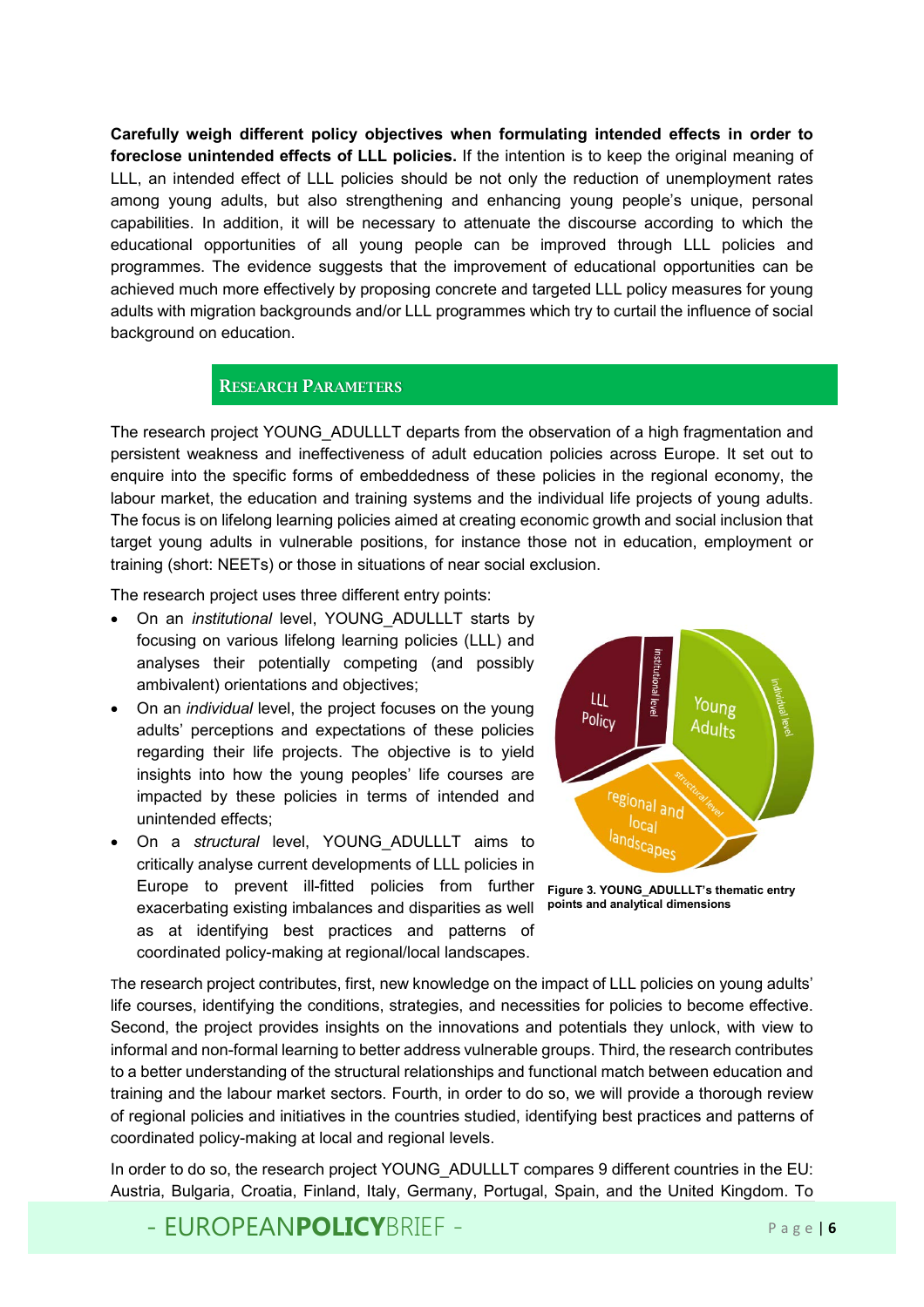**Carefully weigh different policy objectives when formulating intended effects in order to foreclose unintended effects of LLL policies.** If the intention is to keep the original meaning of LLL, an intended effect of LLL policies should be not only the reduction of unemployment rates among young adults, but also strengthening and enhancing young people's unique, personal capabilities. In addition, it will be necessary to attenuate the discourse according to which the educational opportunities of all young people can be improved through LLL policies and programmes. The evidence suggests that the improvement of educational opportunities can be achieved much more effectively by proposing concrete and targeted LLL policy measures for young adults with migration backgrounds and/or LLL programmes which try to curtail the influence of social background on education.

## RESEARCH PARAMETERS

The research project YOUNG_ADULLLT departs from the observation of a high fragmentation and persistent weakness and ineffectiveness of adult education policies across Europe. It set out to enquire into the specific forms of embeddedness of these policies in the regional economy, the labour market, the education and training systems and the individual life projects of young adults. The focus is on lifelong learning policies aimed at creating economic growth and social inclusion that target young adults in vulnerable positions, for instance those not in education, employment or training (short: NEETs) or those in situations of near social exclusion.

The research project uses three different entry points:

- On an *institutional* level, YOUNG_ADULLLT starts by focusing on various lifelong learning policies (LLL) and analyses their potentially competing (and possibly ambivalent) orientations and objectives;
- On an *individual* level, the project focuses on the young adults' perceptions and expectations of these policies regarding their life projects. The objective is to yield insights into how the young peoples' life courses are impacted by these policies in terms of intended and unintended effects;
- On a *structural* level, YOUNG_ADULLLT aims to critically analyse current developments of LLL policies in Europe to prevent ill-fitted policies from further exacerbating existing imbalances and disparities as well as at identifying best practices and patterns of coordinated policy-making at regional/local landscapes.

**Figure 3. YOUNG_ADULLLT's thematic entry points and analytical dimensions**

The research project contributes, first, new knowledge on the impact of LLL policies on young adults' life courses, identifying the conditions, strategies, and necessities for policies to become effective. Second, the project provides insights on the innovations and potentials they unlock, with view to informal and non-formal learning to better address vulnerable groups. Third, the research contributes to a better understanding of the structural relationships and functional match between education and training and the labour market sectors. Fourth, in order to do so, we will provide a thorough review of regional policies and initiatives in the countries studied, identifying best practices and patterns of coordinated policy-making at local and regional levels.

In order to do so, the research project YOUNG_ADULLLT compares 9 different countries in the EU: Austria, Bulgaria, Croatia, Finland, Italy, Germany, Portugal, Spain, and the United Kingdom. To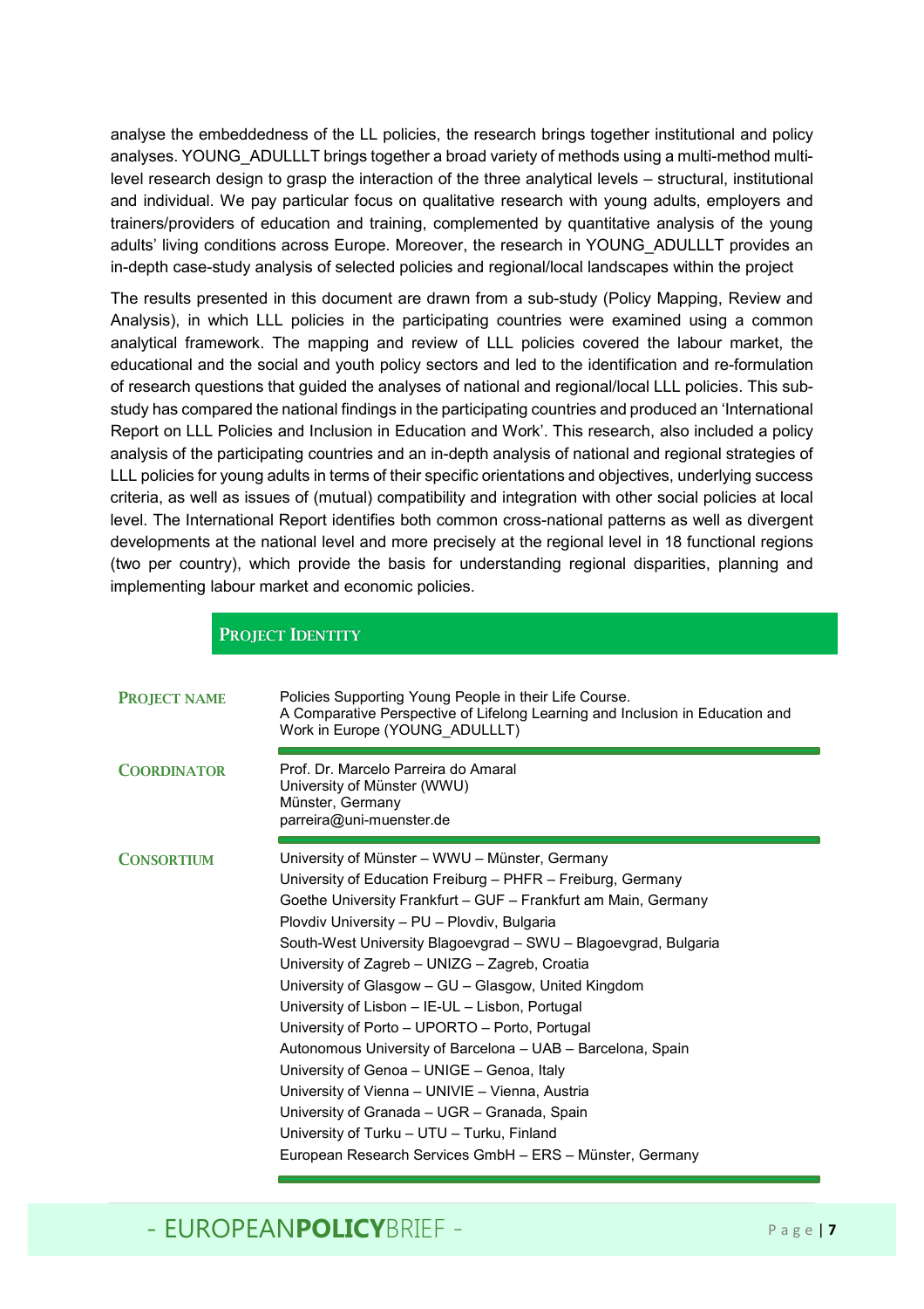analyse the embeddedness of the LL policies, the research brings together institutional and policy analyses. YOUNG_ADULLLT brings together a broad variety of methods using a multi-method multi-level research design to grasp the interaction of the three analytical levels – structural, institutional and individual. We pay particular focus on qualitative research with young adults, employers and trainers/providers of education and training, complemented by quantitative analysis of the young adults' living conditions across Europe. Moreover, the research in YOUNG_ADULLLT provides an in-depth case-study analysis of selected policies and regional/local landscapes within the project

The results presented in this document are drawn from a sub-study (Policy Mapping, Review and Analysis), in which LLL policies in the participating countries were examined using a common analytical framework. The mapping and review of LLL policies covered the labour market, the educational and the social and youth policy sectors and led to the identification and re-formulation of research questions that guided the analyses of national and regional/local LLL policies. This sub-study has compared the national findings in the participating countries and produced an 'International Report on LLL Policies and Inclusion in Education and Work'. This research, also included a policy analysis of the participating countries and an in-depth analysis of national and regional strategies of LLL policies for young adults in terms of their specific orientations and objectives, underlying success criteria, as well as issues of (mutual) compatibility and integration with other social policies at local level. The International Report identifies both common cross-national patterns as well as divergent developments at the national level and more precisely at the regional level in 18 functional regions (two per country), which provide the basis for understanding regional disparities, planning and implementing labour market and economic policies.

## Project Identity

| | |
|---|---|
| **Project Name** | Policies Supporting Young People in their Life Course. A Comparative Perspective of Lifelong Learning and Inclusion in Education and Work in Europe (YOUNG_ADULLLT) |
| **Coordinator** | Prof. Dr. Marcelo Parreira do Amaral<br>University of Münster (WWU)<br>Münster, Germany<br>parreira@uni-muenster.de |
| **Consortium** | University of Münster – WWU – Münster, Germany<br>University of Education Freiburg – PHFR – Freiburg, Germany<br>Goethe University Frankfurt – GUF – Frankfurt am Main, Germany<br>Plovdiv University – PU – Plovdiv, Bulgaria<br>South-West University Blagoevgrad – SWU – Blagoevgrad, Bulgaria<br>University of Zagreb – UNIZG – Zagreb, Croatia<br>University of Glasgow – GU – Glasgow, United Kingdom<br>University of Lisbon – IE-UL – Lisbon, Portugal<br>University of Porto – UPORTO – Porto, Portugal<br>Autonomous University of Barcelona – UAB – Barcelona, Spain<br>University of Genoa – UNIGE – Genoa, Italy<br>University of Vienna – UNIVIE – Vienna, Austria<br>University of Granada – UGR – Granada, Spain<br>University of Turku – UTU – Turku, Finland<br>European Research Services GmbH – ERS – Münster, Germany |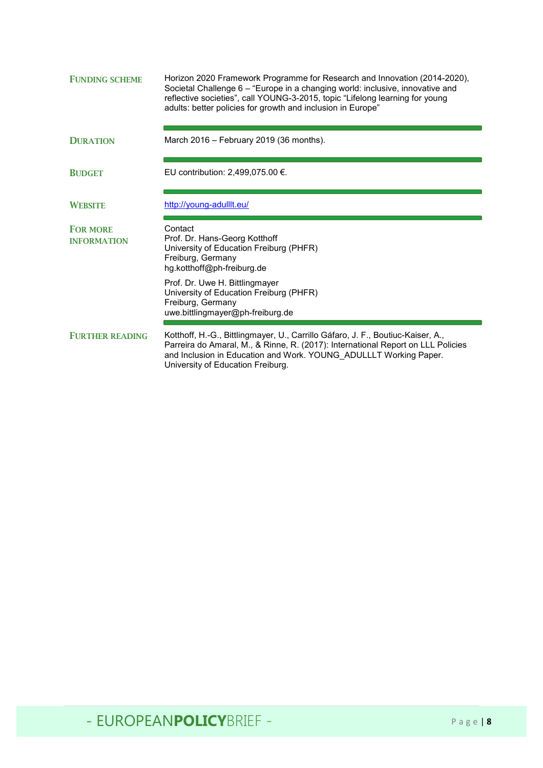**FUNDING SCHEME**

Horizon 2020 Framework Programme for Research and Innovation (2014-2020), Societal Challenge 6 – "Europe in a changing world: inclusive, innovative and reflective societies", call YOUNG-3-2015, topic "Lifelong learning for young adults: better policies for growth and inclusion in Europe"

---

**DURATION**

March 2016 – February 2019 (36 months).

---

**BUDGET**

EU contribution: 2,499,075.00 €.

---

**WEBSITE**

http://young-adulllt.eu/

---

**FOR MORE INFORMATION**

Contact
Prof. Dr. Hans-Georg Kotthoff
University of Education Freiburg (PHFR)
Freiburg, Germany
hg.kotthoff@ph-freiburg.de

Prof. Dr. Uwe H. Bittlingmayer
University of Education Freiburg (PHFR)
Freiburg, Germany
uwe.bittlingmayer@ph-freiburg.de

---

**FURTHER READING**

Kotthoff, H.-G., Bittlingmayer, U., Carrillo Gáfaro, J. F., Boutiuc-Kaiser, A., Parreira do Amaral, M., & Rinne, R. (2017): International Report on LLL Policies and Inclusion in Education and Work. YOUNG_ADULLLT Working Paper. University of Education Freiburg.